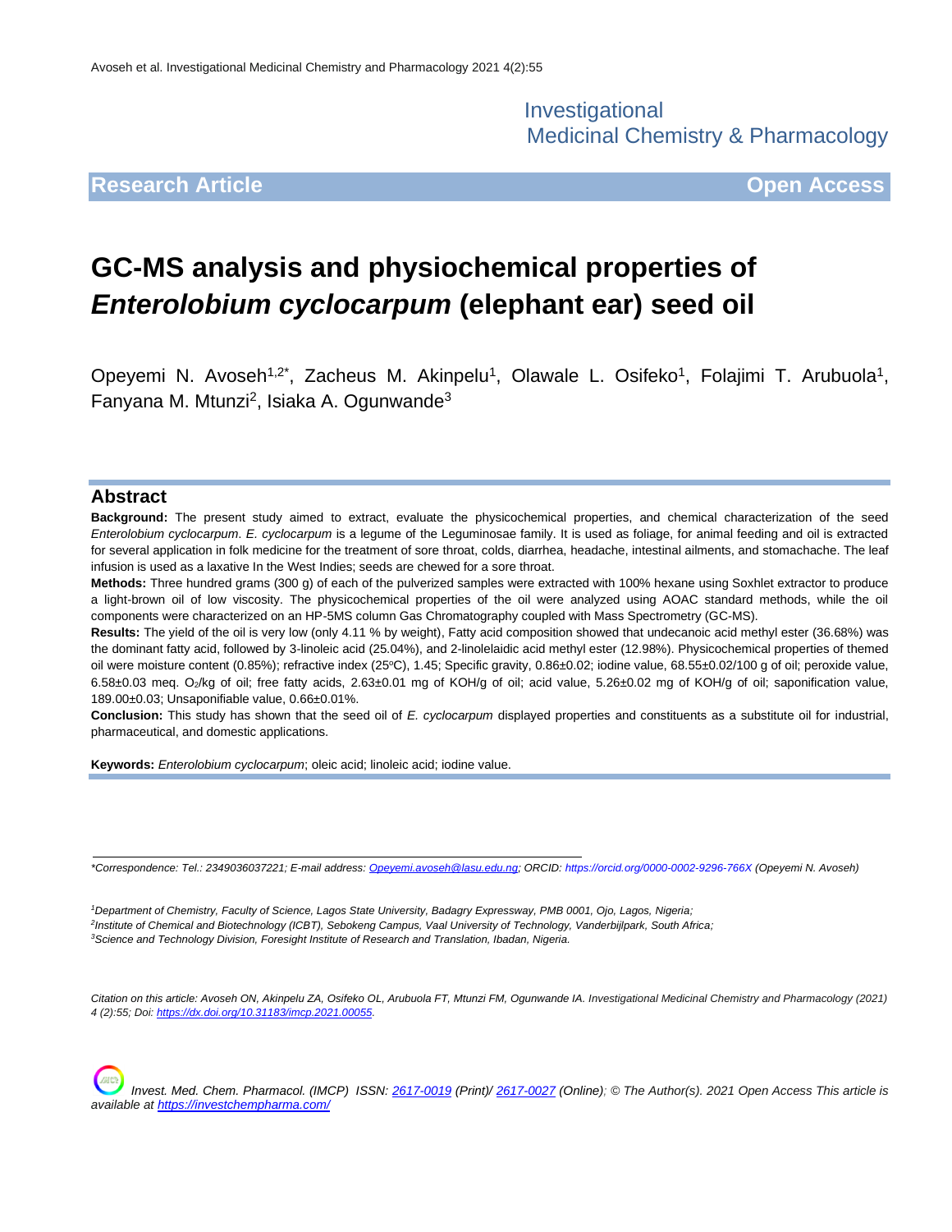Investigational Medicinal Chemistry & Pharmacology

**Research Article** **Open Access**

# GC-MS analysis and physiochemical properties of *Enterolobium cyclocarpum* (elephant ear) seed oil

Opeyemi N. Avoseh[1,2*], Zacheus M. Akinpelu[1], Olawale L. Osifeko[1], Folajimi T. Arubuola[1], Fanyana M. Mtunzi[2], Isiaka A. Ogunwande[3]

## Abstract

**Background:** The present study aimed to extract, evaluate the physicochemical properties, and chemical characterization of the seed *Enterolobium cyclocarpum*. *E. cyclocarpum* is a legume of the Leguminosae family. It is used as foliage, for animal feeding and oil is extracted for several application in folk medicine for the treatment of sore throat, colds, diarrhea, headache, intestinal ailments, and stomachache. The leaf infusion is used as a laxative In the West Indies; seeds are chewed for a sore throat.

**Methods:** Three hundred grams (300 g) of each of the pulverized samples were extracted with 100% hexane using Soxhlet extractor to produce a light-brown oil of low viscosity. The physicochemical properties of the oil were analyzed using AOAC standard methods, while the oil components were characterized on an HP-5MS column Gas Chromatography coupled with Mass Spectrometry (GC-MS).

**Results:** The yield of the oil is very low (only 4.11 % by weight), Fatty acid composition showed that undecanoic acid methyl ester (36.68%) was the dominant fatty acid, followed by 3-linoleic acid (25.04%), and 2-linolelaidic acid methyl ester (12.98%). Physicochemical properties of themed oil were moisture content (0.85%); refractive index (25$^{o}$C), 1.45; Specific gravity, 0.86±0.02; iodine value, 68.55±0.02/100 g of oil; peroxide value, 6.58±0.03 meq. $O_2$/kg of oil; free fatty acids, 2.63±0.01 mg of KOH/g of oil; acid value, 5.26±0.02 mg of KOH/g of oil; saponification value, 189.00±0.03; Unsaponifiable value, 0.66±0.01%.

**Conclusion:** This study has shown that the seed oil of *E. cyclocarpum* displayed properties and constituents as a substitute oil for industrial, pharmaceutical, and domestic applications.

**Keywords:** *Enterolobium cyclocarpum*; oleic acid; linoleic acid; iodine value.

---

*Correspondence: Tel.: 2349036037221; E-mail address: Opeyemi.avoseh@lasu.edu.ng; ORCID: https://orcid.org/0000-0002-9296-766X (Opeyemi N. Avoseh)*

[1]Department of Chemistry, Faculty of Science, Lagos State University, Badagry Expressway, PMB 0001, Ojo, Lagos, Nigeria;
[2]Institute of Chemical and Biotechnology (ICBT), Sebokeng Campus, Vaal University of Technology, Vanderbijlpark, South Africa;
[3]Science and Technology Division, Foresight Institute of Research and Translation, Ibadan, Nigeria.

*Citation on this article: Avoseh ON, Akinpelu ZA, Osifeko OL, Arubuola FT, Mtunzi FM, Ogunwande IA. Investigational Medicinal Chemistry and Pharmacology (2021) 4 (2):55; Doi: https://dx.doi.org/10.31183/imcp.2021.00055.*

*Invest. Med. Chem. Pharmacol. (IMCP) ISSN: 2617-0019 (Print)/ 2617-0027 (Online); © The Author(s). 2021 Open Access This article is available at https://investchempharma.com/*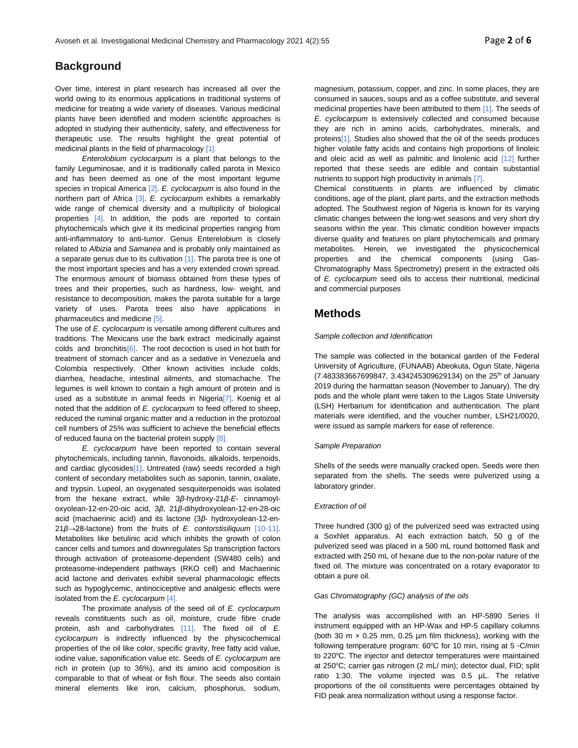## Background

Over time, interest in plant research has increased all over the world owing to its enormous applications in traditional systems of medicine for treating a wide variety of diseases. Various medicinal plants have been identified and modern scientific approaches is adopted in studying their authenticity, safety, and effectiveness for therapeutic use. The results highlight the great potential of medicinal plants in the field of pharmacology [1].

*Enterolobium cyclocarpum* is a plant that belongs to the family Leguminosae, and it is traditionally called parota in Mexico and has been deemed as one of the most important legume species in tropical America [2]. *E. cyclocarpum* is also found in the northern part of Africa [3]. *E. cyclocarpum* exhibits a remarkably wide range of chemical diversity and a multiplicity of biological properties [4]. In addition, the pods are reported to contain phytochemicals which give it its medicinal properties ranging from anti-inflammatory to anti-tumor. Genus Enterelobium is closely related to *Albizia* and *Samanea* and is probably only maintained as a separate genus due to its cultivation [1]. The parota tree is one of the most important species and has a very extended crown spread. The enormous amount of biomass obtained from these types of trees and their properties, such as hardness, low- weight, and resistance to decomposition, makes the parota suitable for a large variety of uses. Parota trees also have applications in pharmaceutics and medicine [5].

The use of *E. cyclocarpum* is versatile among different cultures and traditions. The Mexicans use the bark extract medicinally against colds and bronchitis[6]. The root decoction is used in hot bath for treatment of stomach cancer and as a sedative in Venezuela and Colombia respectively. Other known activities include colds, diarrhea, headache, intestinal ailments, and stomachache. The legumes is well known to contain a high amount of protein and is used as a substitute in animal feeds in Nigeria[7]. Koenig et al noted that the addition of *E. cyclocarpum* to feed offered to sheep, reduced the ruminal organic matter and a reduction in the protozoal cell numbers of 25% was sufficient to achieve the beneficial effects of reduced fauna on the bacterial protein supply [8].

*E. cyclocarpum* have been reported to contain several phytochemicals, including tannin, flavonoids, alkaloids, terpenoids, and cardiac glycosides[1]. Untreated (raw) seeds recorded a high content of secondary metabolites such as saponin, tannin, oxalate, and trypsin. Lupeol, an oxygenated sesquiterpenoids was isolated from the hexane extract, while 3*β*-hydroxy-21*β*-*E*- cinnamoyl-oxyolean-12-en-20-oic acid, 3*β*, 21*β*-dihydroxyolean-12-en-28-oic acid (machaerinic acid) and its lactone (3*β*- hydroxyolean-12-en-21*β*→28-lactone) from the fruits of *E. contorstisiliquum* [10-11]. Metabolites like betulinic acid which inhibits the growth of colon cancer cells and tumors and downregulates Sp transcription factors through activation of proteasome-dependent (SW480 cells) and proteasome-independent pathways (RKO cell) and Machaerinic acid lactone and derivates exhibit several pharmacologic effects such as hypoglycemic, antinociceptive and analgesic effects were isolated from the *E. cyclocarpum* [4].

The proximate analysis of the seed oil of *E. cyclocarpum* reveals constituents such as oil, moisture, crude fibre crude protein, ash and carbohydrates [11]. The fixed oil of *E. cyclocarpum* is indirectly influenced by the physicochemical properties of the oil like color, specific gravity, free fatty acid value, iodine value, saponification value etc. Seeds of *E. cyclocarpum* are rich in protein (up to 36%), and its amino acid composition is comparable to that of wheat or fish flour. The seeds also contain mineral elements like iron, calcium, phosphorus, sodium, magnesium, potassium, copper, and zinc. In some places, they are consumed in sauces, soups and as a coffee substitute, and several medicinal properties have been attributed to them [1]. The seeds of *E. cyclocarpum* is extensively collected and consumed because they are rich in amino acids, carbohydrates, minerals, and proteins[1]. Studies also showed that the oil of the seeds produces higher volatile fatty acids and contains high proportions of linoleic and oleic acid as well as palmitic and linolenic acid [12] further reported that these seeds are edible and contain substantial nutrients to support high productivity in animals [7].

Chemical constituents in plants are influenced by climatic conditions, age of the plant, plant parts, and the extraction methods adopted. The Southwest region of Nigeria is known for its varying climatic changes between the long-wet seasons and very short dry seasons within the year. This climatic condition however impacts diverse quality and features on plant phytochemicals and primary metabolites. Herein, we investigated the physicochemical properties and the chemical components (using Gas-Chromatography Mass Spectrometry) present in the extracted oils of *E. cyclocarpum* seed oils to access their nutritional, medicinal and commercial purposes

## Methods

*Sample collection and Identification*

The sample was collected in the botanical garden of the Federal University of Agriculture, (FUNAAB) Abeokuta, Ogun State, Nigeria (7.483383667699847, 3.434245309629134) on the 25th of January 2019 during the harmattan season (November to January). The dry pods and the whole plant were taken to the Lagos State University (LSH) Herbarium for identification and authentication. The plant materials were identified, and the voucher number, LSH21/0020, were issued as sample markers for ease of reference.

*Sample Preparation*

Shells of the seeds were manually cracked open. Seeds were then separated from the shells. The seeds were pulverized using a laboratory grinder.

*Extraction of oil*

Three hundred (300 g) of the pulverized seed was extracted using a Soxhlet apparatus. At each extraction batch, 50 g of the pulverized seed was placed in a 500 mL round bottomed flask and extracted with 250 mL of hexane due to the non-polar nature of the fixed oil. The mixture was concentrated on a rotary evaporator to obtain a pure oil.

*Gas Chromatography (GC) analysis of the oils*

The analysis was accomplished with an HP-5890 Series II instrument equipped with an HP-Wax and HP-5 capillary columns (both 30 m × 0.25 mm, 0.25 µm film thickness), working with the following temperature program: 60ºC for 10 min, rising at 5 ◦C/min to 220ºC. The injector and detector temperatures were maintained at 250ºC; carrier gas nitrogen (2 mL/ min); detector dual, FID; split ratio 1:30. The volume injected was 0.5 µL. The relative proportions of the oil constituents were percentages obtained by FID peak area normalization without using a response factor.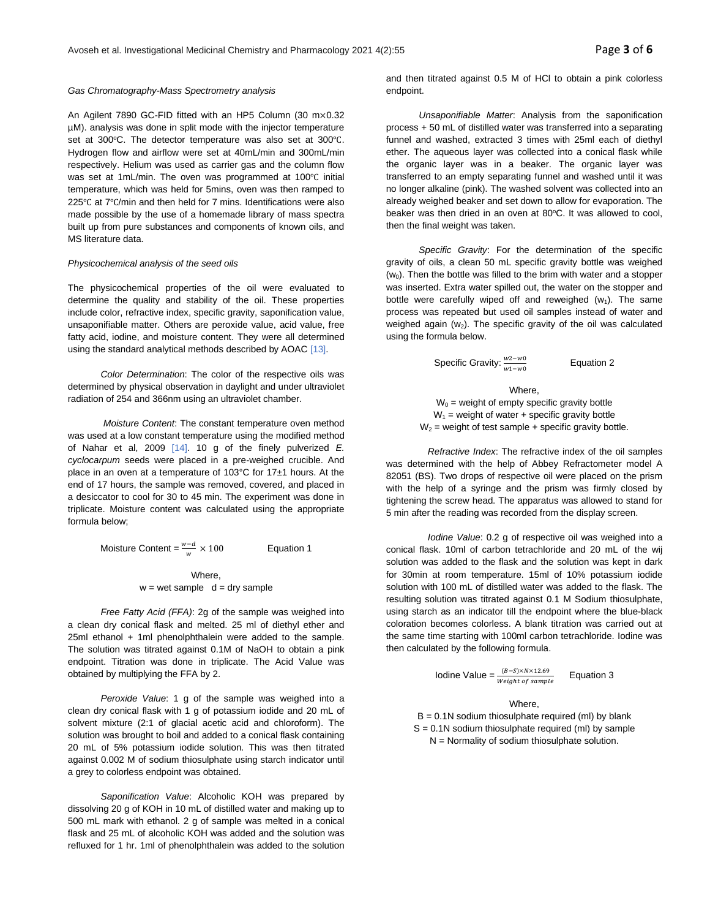*Gas Chromatography-Mass Spectrometry analysis*

An Agilent 7890 GC-FID fitted with an HP5 Column (30 m×0.32 µM). analysis was done in split mode with the injector temperature set at 300ºC. The detector temperature was also set at 300℃. Hydrogen flow and airflow were set at 40mL/min and 300mL/min respectively. Helium was used as carrier gas and the column flow was set at 1mL/min. The oven was programmed at 100℃ initial temperature, which was held for 5mins, oven was then ramped to 225℃ at 7℃/min and then held for 7 mins. Identifications were also made possible by the use of a homemade library of mass spectra built up from pure substances and components of known oils, and MS literature data.

*Physicochemical analysis of the seed oils*

The physicochemical properties of the oil were evaluated to determine the quality and stability of the oil. These properties include color, refractive index, specific gravity, saponification value, unsaponifiable matter. Others are peroxide value, acid value, free fatty acid, iodine, and moisture content. They were all determined using the standard analytical methods described by AOAC [13].

*Color Determination*: The color of the respective oils was determined by physical observation in daylight and under ultraviolet radiation of 254 and 366nm using an ultraviolet chamber.

*Moisture Content*: The constant temperature oven method was used at a low constant temperature using the modified method of Nahar et al, 2009 [14]. 10 g of the finely pulverized *E. cyclocarpum* seeds were placed in a pre-weighed crucible. And place in an oven at a temperature of 103°C for 17±1 hours. At the end of 17 hours, the sample was removed, covered, and placed in a desiccator to cool for 30 to 45 min. The experiment was done in triplicate. Moisture content was calculated using the appropriate formula below;

$$\text{Moisture Content} = \frac{w-d}{w} \times 100 \qquad \text{Equation 1}$$

Where,
w = wet sample d = dry sample

*Free Fatty Acid (FFA)*: 2g of the sample was weighed into a clean dry conical flask and melted. 25 ml of diethyl ether and 25ml ethanol + 1ml phenolphthalein were added to the sample. The solution was titrated against 0.1M of NaOH to obtain a pink endpoint. Titration was done in triplicate. The Acid Value was obtained by multiplying the FFA by 2.

*Peroxide Value*: 1 g of the sample was weighed into a clean dry conical flask with 1 g of potassium iodide and 20 mL of solvent mixture (2:1 of glacial acetic acid and chloroform). The solution was brought to boil and added to a conical flask containing 20 mL of 5% potassium iodide solution. This was then titrated against 0.002 M of sodium thiosulphate using starch indicator until a grey to colorless endpoint was obtained.

*Saponification Value*: Alcoholic KOH was prepared by dissolving 20 g of KOH in 10 mL of distilled water and making up to 500 mL mark with ethanol. 2 g of sample was melted in a conical flask and 25 mL of alcoholic KOH was added and the solution was refluxed for 1 hr. 1ml of phenolphthalein was added to the solution and then titrated against 0.5 M of HCl to obtain a pink colorless endpoint.

*Unsaponifiable Matter*: Analysis from the saponification process + 50 mL of distilled water was transferred into a separating funnel and washed, extracted 3 times with 25ml each of diethyl ether. The aqueous layer was collected into a conical flask while the organic layer was in a beaker. The organic layer was transferred to an empty separating funnel and washed until it was no longer alkaline (pink). The washed solvent was collected into an already weighed beaker and set down to allow for evaporation. The beaker was then dried in an oven at 80ºC. It was allowed to cool, then the final weight was taken.

*Specific Gravity*: For the determination of the specific gravity of oils, a clean 50 mL specific gravity bottle was weighed ($w_0$). Then the bottle was filled to the brim with water and a stopper was inserted. Extra water spilled out, the water on the stopper and bottle were carefully wiped off and reweighed ($w_1$). The same process was repeated but used oil samples instead of water and weighed again ($w_2$). The specific gravity of the oil was calculated using the formula below.

$$\text{Specific Gravity: } \frac{w2-w0}{w1-w0} \qquad \text{Equation 2}$$

Where,
$W_0$ = weight of empty specific gravity bottle
$W_1$ = weight of water + specific gravity bottle
$W_2$ = weight of test sample + specific gravity bottle.

*Refractive Index*: The refractive index of the oil samples was determined with the help of Abbey Refractometer model A 82051 (BS). Two drops of respective oil were placed on the prism with the help of a syringe and the prism was firmly closed by tightening the screw head. The apparatus was allowed to stand for 5 min after the reading was recorded from the display screen.

*Iodine Value*: 0.2 g of respective oil was weighed into a conical flask. 10ml of carbon tetrachloride and 20 mL of the wij solution was added to the flask and the solution was kept in dark for 30min at room temperature. 15ml of 10% potassium iodide solution with 100 mL of distilled water was added to the flask. The resulting solution was titrated against 0.1 M Sodium thiosulphate, using starch as an indicator till the endpoint where the blue-black coloration becomes colorless. A blank titration was carried out at the same time starting with 100ml carbon tetrachloride. Iodine was then calculated by the following formula.

$$\text{Iodine Value} = \frac{(B-S)\times N \times 12.69}{\text{Weight of sample}} \qquad \text{Equation 3}$$

Where,
B = 0.1N sodium thiosulphate required (ml) by blank
S = 0.1N sodium thiosulphate required (ml) by sample
N = Normality of sodium thiosulphate solution.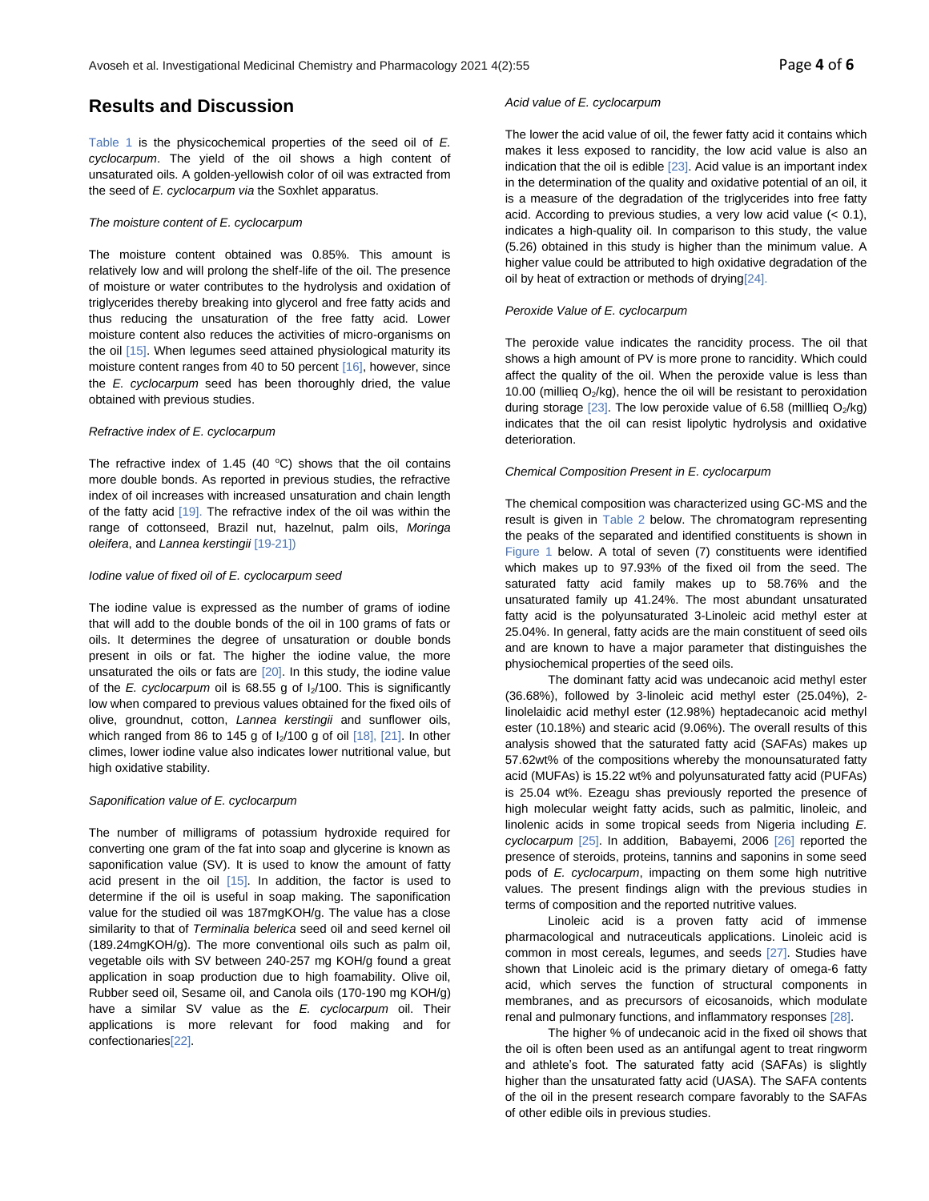## Results and Discussion

Table 1 is the physicochemical properties of the seed oil of *E. cyclocarpum*. The yield of the oil shows a high content of unsaturated oils. A golden-yellowish color of oil was extracted from the seed of *E. cyclocarpum via* the Soxhlet apparatus.

*The moisture content of E. cyclocarpum*

The moisture content obtained was 0.85%. This amount is relatively low and will prolong the shelf-life of the oil. The presence of moisture or water contributes to the hydrolysis and oxidation of triglycerides thereby breaking into glycerol and free fatty acids and thus reducing the unsaturation of the free fatty acid. Lower moisture content also reduces the activities of micro-organisms on the oil [15]. When legumes seed attained physiological maturity its moisture content ranges from 40 to 50 percent [16], however, since the *E. cyclocarpum* seed has been thoroughly dried, the value obtained with previous studies.

*Refractive index of E. cyclocarpum*

The refractive index of 1.45 (40 °C) shows that the oil contains more double bonds. As reported in previous studies, the refractive index of oil increases with increased unsaturation and chain length of the fatty acid [19]. The refractive index of the oil was within the range of cottonseed, Brazil nut, hazelnut, palm oils, *Moringa oleifera*, and *Lannea kerstingii* [19-21])

*Iodine value of fixed oil of E. cyclocarpum seed*

The iodine value is expressed as the number of grams of iodine that will add to the double bonds of the oil in 100 grams of fats or oils. It determines the degree of unsaturation or double bonds present in oils or fat. The higher the iodine value, the more unsaturated the oils or fats are [20]. In this study, the iodine value of the *E. cyclocarpum* oil is 68.55 g of $I_2$/100. This is significantly low when compared to previous values obtained for the fixed oils of olive, groundnut, cotton, *Lannea kerstingii* and sunflower oils, which ranged from 86 to 145 g of $I_2$/100 g of oil [18], [21]. In other climes, lower iodine value also indicates lower nutritional value, but high oxidative stability.

*Saponification value of E. cyclocarpum*

The number of milligrams of potassium hydroxide required for converting one gram of the fat into soap and glycerine is known as saponification value (SV). It is used to know the amount of fatty acid present in the oil [15]. In addition, the factor is used to determine if the oil is useful in soap making. The saponification value for the studied oil was 187mgKOH/g. The value has a close similarity to that of *Terminalia belerica* seed oil and seed kernel oil (189.24mgKOH/g). The more conventional oils such as palm oil, vegetable oils with SV between 240-257 mg KOH/g found a great application in soap production due to high foamability. Olive oil, Rubber seed oil, Sesame oil, and Canola oils (170-190 mg KOH/g) have a similar SV value as the *E. cyclocarpum* oil. Their applications is more relevant for food making and for confectionaries[22].

*Acid value of E. cyclocarpum*

The lower the acid value of oil, the fewer fatty acid it contains which makes it less exposed to rancidity, the low acid value is also an indication that the oil is edible [23]. Acid value is an important index in the determination of the quality and oxidative potential of an oil, it is a measure of the degradation of the triglycerides into free fatty acid. According to previous studies, a very low acid value (< 0.1), indicates a high-quality oil. In comparison to this study, the value (5.26) obtained in this study is higher than the minimum value. A higher value could be attributed to high oxidative degradation of the oil by heat of extraction or methods of drying[24].

*Peroxide Value of E. cyclocarpum*

The peroxide value indicates the rancidity process. The oil that shows a high amount of PV is more prone to rancidity. Which could affect the quality of the oil. When the peroxide value is less than 10.00 (millieq $O_2$/kg), hence the oil will be resistant to peroxidation during storage [23]. The low peroxide value of 6.58 (millliieq $O_2$/kg) indicates that the oil can resist lipolytic hydrolysis and oxidative deterioration.

*Chemical Composition Present in E. cyclocarpum*

The chemical composition was characterized using GC-MS and the result is given in Table 2 below. The chromatogram representing the peaks of the separated and identified constituents is shown in Figure 1 below. A total of seven (7) constituents were identified which makes up to 97.93% of the fixed oil from the seed. The saturated fatty acid family makes up to 58.76% and the unsaturated family up 41.24%. The most abundant unsaturated fatty acid is the polyunsaturated 3-Linoleic acid methyl ester at 25.04%. In general, fatty acids are the main constituent of seed oils and are known to have a major parameter that distinguishes the physiochemical properties of the seed oils.

The dominant fatty acid was undecanoic acid methyl ester (36.68%), followed by 3-linoleic acid methyl ester (25.04%), 2-linolelaidic acid methyl ester (12.98%) heptadecanoic acid methyl ester (10.18%) and stearic acid (9.06%). The overall results of this analysis showed that the saturated fatty acid (SAFAs) makes up 57.62wt% of the compositions whereby the monounsaturated fatty acid (MUFAs) is 15.22 wt% and polyunsaturated fatty acid (PUFAs) is 25.04 wt%. Ezeagu shas previously reported the presence of high molecular weight fatty acids, such as palmitic, linoleic, and linolenic acids in some tropical seeds from Nigeria including *E. cyclocarpum* [25]. In addition, Babayemi, 2006 [26] reported the presence of steroids, proteins, tannins and saponins in some seed pods of *E. cyclocarpum*, impacting on them some high nutritive values. The present findings align with the previous studies in terms of composition and the reported nutritive values.

Linoleic acid is a proven fatty acid of immense pharmacological and nutraceuticals applications. Linoleic acid is common in most cereals, legumes, and seeds [27]. Studies have shown that Linoleic acid is the primary dietary of omega-6 fatty acid, which serves the function of structural components in membranes, and as precursors of eicosanoids, which modulate renal and pulmonary functions, and inflammatory responses [28].

The higher % of undecanoic acid in the fixed oil shows that the oil is often been used as an antifungal agent to treat ringworm and athlete's foot. The saturated fatty acid (SAFAs) is slightly higher than the unsaturated fatty acid (UASA). The SAFA contents of the oil in the present research compare favorably to the SAFAs of other edible oils in previous studies.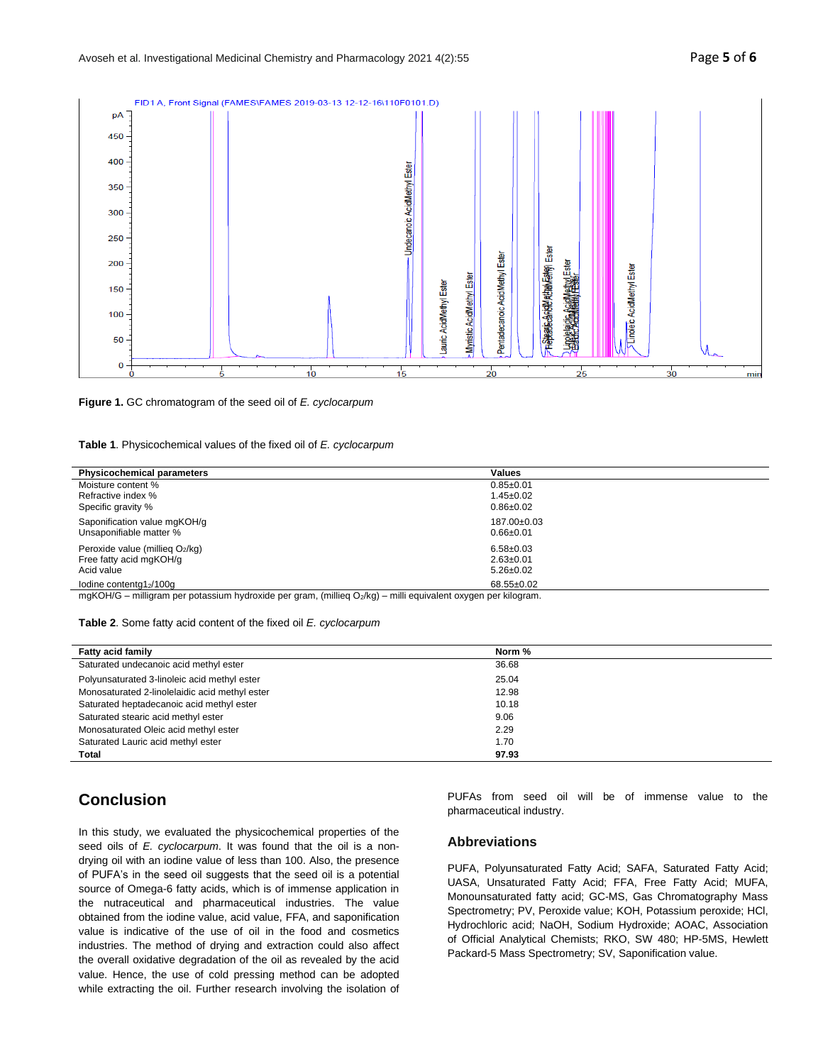FID1 A, Front Signal (FAMES\FAMES 2019-03-13 12-12-16\110F0101.D)

pA

450

400

350

300

250

200

150

100

50

0

0 5 10 15 20 25 30 min

Undecanoic AcidMethyl Ester

Lauric AcidMethyl Ester

Myristic AcidMethyl Ester

Pentadecanoic AcidMethyl Ester

Stearic AcidMethyl Ester

Heptadecanoic AcidMethyl Ester

Linolelaidic AcidMethyl Ester

Oleic AcidMethyl Ester

Linoleic AcidMethyl Ester

**Figure 1.** GC chromatogram of the seed oil of *E. cyclocarpum*

**Table 1**. Physicochemical values of the fixed oil of *E. cyclocarpum*

| Physicochemical parameters | Values |
|---|---|
| Moisture content % | 0.85±0.01 |
| Refractive index % | 1.45±0.02 |
| Specific gravity % | 0.86±0.02 |
| Saponification value mgKOH/g | 187.00±0.03 |
| Unsaponifiable matter % | 0.66±0.01 |
| Peroxide value (millieq $O_2$/kg) | 6.58±0.03 |
| Free fatty acid mgKOH/g | 2.63±0.01 |
| Acid value | 5.26±0.02 |
| Iodine contentg$I_2$/100g | 68.55±0.02 |

mgKOH/G – milligram per potassium hydroxide per gram, (millieq $O_2$/kg) – milli equivalent oxygen per kilogram.

**Table 2**. Some fatty acid content of the fixed oil *E. cyclocarpum*

| Fatty acid family | Norm % |
|---|---|
| Saturated undecanoic acid methyl ester | 36.68 |
| Polyunsaturated 3-linoleic acid methyl ester | 25.04 |
| Monosaturated 2-linolelaidic acid methyl ester | 12.98 |
| Saturated heptadecanoic acid methyl ester | 10.18 |
| Saturated stearic acid methyl ester | 9.06 |
| Monosaturated Oleic acid methyl ester | 2.29 |
| Saturated Lauric acid methyl ester | 1.70 |
| **Total** | **97.93** |

## Conclusion

In this study, we evaluated the physicochemical properties of the seed oils of *E. cyclocarpum*. It was found that the oil is a non-drying oil with an iodine value of less than 100. Also, the presence of PUFA's in the seed oil suggests that the seed oil is a potential source of Omega-6 fatty acids, which is of immense application in the nutraceutical and pharmaceutical industries. The value obtained from the iodine value, acid value, FFA, and saponification value is indicative of the use of oil in the food and cosmetics industries. The method of drying and extraction could also affect the overall oxidative degradation of the oil as revealed by the acid value. Hence, the use of cold pressing method can be adopted while extracting the oil. Further research involving the isolation of PUFAs from seed oil will be of immense value to the pharmaceutical industry.

### Abbreviations

PUFA, Polyunsaturated Fatty Acid; SAFA, Saturated Fatty Acid; UASA, Unsaturated Fatty Acid; FFA, Free Fatty Acid; MUFA, Monounsaturated fatty acid; GC-MS, Gas Chromatography Mass Spectrometry; PV, Peroxide value; KOH, Potassium peroxide; HCl, Hydrochloric acid; NaOH, Sodium Hydroxide; AOAC, Association of Official Analytical Chemists; RKO, SW 480; HP-5MS, Hewlett Packard-5 Mass Spectrometry; SV, Saponification value.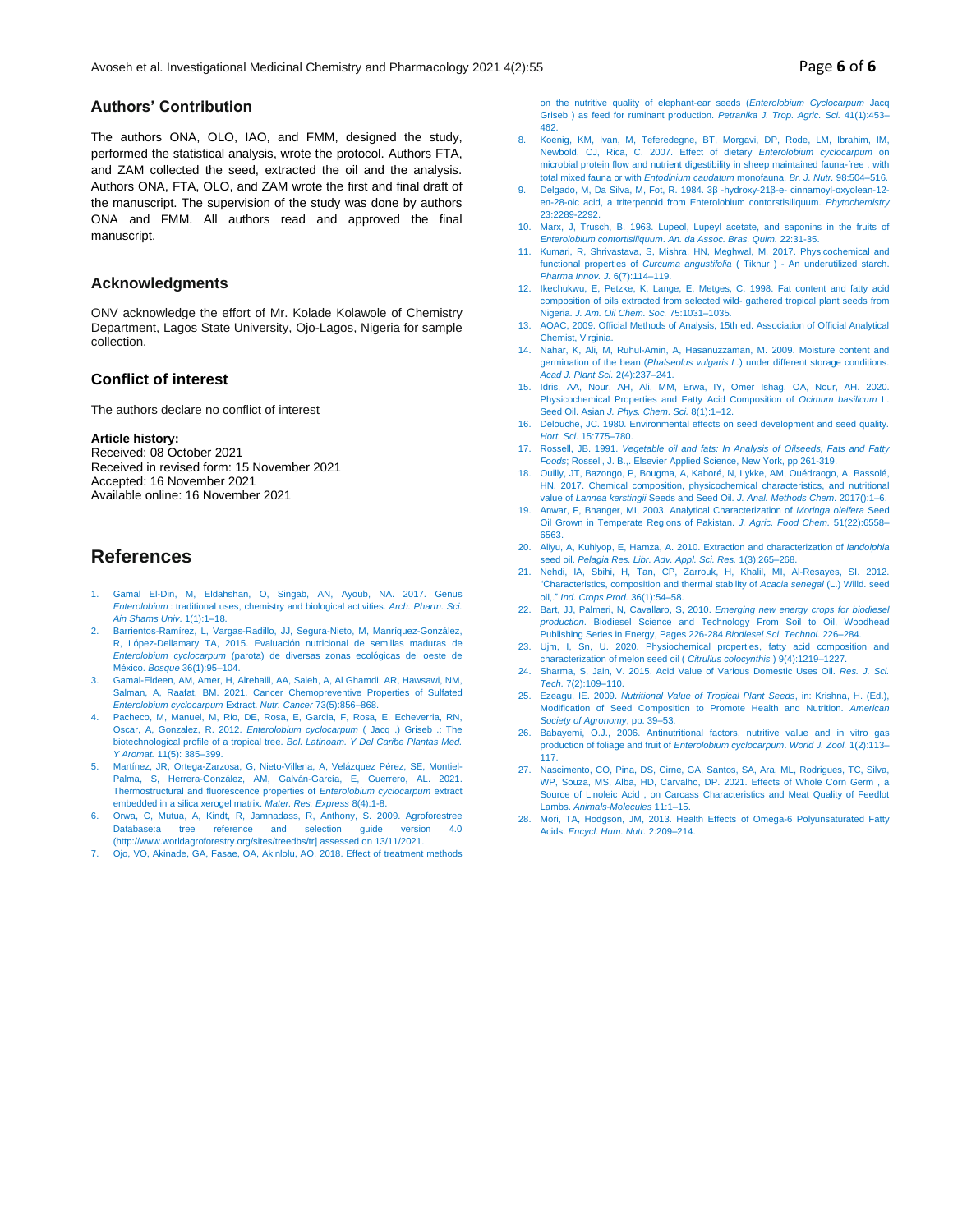## Authors' Contribution

The authors ONA, OLO, IAO, and FMM, designed the study, performed the statistical analysis, wrote the protocol. Authors FTA, and ZAM collected the seed, extracted the oil and the analysis. Authors ONA, FTA, OLO, and ZAM wrote the first and final draft of the manuscript. The supervision of the study was done by authors ONA and FMM. All authors read and approved the final manuscript.

## Acknowledgments

ONV acknowledge the effort of Mr. Kolade Kolawole of Chemistry Department, Lagos State University, Ojo-Lagos, Nigeria for sample collection.

## Conflict of interest

The authors declare no conflict of interest

**Article history:**
Received: 08 October 2021
Received in revised form: 15 November 2021
Accepted: 16 November 2021
Available online: 16 November 2021

# References

1. Gamal El-Din, M, Eldahshan, O, Singab, AN, Ayoub, NA. 2017. Genus *Enterolobium* : traditional uses, chemistry and biological activities. *Arch. Pharm. Sci. Ain Shams Univ*. 1(1):1–18.
2. Barrientos-Ramírez, L, Vargas-Radillo, JJ, Segura-Nieto, M, Manríquez-González, R, López-Dellamary TA, 2015. Evaluación nutricional de semillas maduras de *Enterolobium cyclocarpum* (parota) de diversas zonas ecológicas del oeste de México. *Bosque* 36(1):95–104.
3. Gamal-Eldeen, AM, Amer, H, Alrehaili, AA, Saleh, A, Al Ghamdi, AR, Hawsawi, NM, Salman, A, Raafat, BM. 2021. Cancer Chemopreventive Properties of Sulfated *Enterolobium cyclocarpum* Extract. *Nutr. Cancer* 73(5):856–868.
4. Pacheco, M, Manuel, M, Rio, DE, Rosa, E, Garcia, F, Rosa, E, Echeverria, RN, Oscar, A, Gonzalez, R. 2012. *Enterolobium cyclocarpum* ( Jacq .) Griseb .: The biotechnological profile of a tropical tree. *Bol. Latinoam. Y Del Caribe Plantas Med. Y Aromat.* 11(5): 385–399.
5. Martínez, JR, Ortega-Zarzosa, G, Nieto-Villena, A, Velázquez Pérez, SE, Montiel-Palma, S, Herrera-González, AM, Galván-García, E, Guerrero, AL. 2021. Thermostructural and fluorescence properties of *Enterolobium cyclocarpum* extract embedded in a silica xerogel matrix. *Mater. Res. Express* 8(4):1-8.
6. Orwa, C, Mutua, A, Kindt, R, Jamnadass, R, Anthony, S. 2009. Agroforestree Database:a tree reference and selection guide version 4.0 (http://www.worldagroforestry.org/sites/treedbs/tr] assessed on 13/11/2021.
7. Ojo, VO, Akinade, GA, Fasae, OA, Akinlolu, AO. 2018. Effect of treatment methods on the nutritive quality of elephant-ear seeds (*Enterolobium Cyclocarpum* Jacq Griseb ) as feed for ruminant production. *Petranika J. Trop. Agric. Sci.* 41(1):453–462.
8. Koenig, KM, Ivan, M, Teferedegne, BT, Morgavi, DP, Rode, LM, Ibrahim, IM, Newbold, CJ, Rica, C. 2007. Effect of dietary *Enterolobium cyclocarpum* on microbial protein flow and nutrient digestibility in sheep maintained fauna-free , with total mixed fauna or with *Entodinium caudatum* monofauna. *Br. J. Nutr.* 98:504–516.
9. Delgado, M, Da Silva, M, Fot, R. 1984. 3β -hydroxy-21β-e- cinnamoyl-oxyolean-12-en-28-oic acid, a triterpenoid from Enterolobium contorstisiliquum. *Phytochemistry* 23:2289-2292.
10. Marx, J, Trusch, B. 1963. Lupeol, Lupeyl acetate, and saponins in the fruits of *Enterolobium contortisiliquum*. *An. da Assoc. Bras. Quim.* 22:31-35.
11. Kumari, R, Shrivastava, S, Mishra, HN, Meghwal, M. 2017. Physicochemical and functional properties of *Curcuma angustifolia* ( Tikhur ) - An underutilized starch. *Pharma Innov. J.* 6(7):114–119.
12. Ikechukwu, E, Petzke, K, Lange, E, Metges, C. 1998. Fat content and fatty acid composition of oils extracted from selected wild- gathered tropical plant seeds from Nigeria. *J. Am. Oil Chem. Soc.* 75:1031–1035.
13. AOAC, 2009. Official Methods of Analysis, 15th ed. Association of Official Analytical Chemist, Virginia.
14. Nahar, K, Ali, M, Ruhul-Amin, A, Hasanuzzaman, M. 2009. Moisture content and germination of the bean (*Phalseolus vulgaris L.*) under different storage conditions. *Acad J. Plant Sci.* 2(4):237–241.
15. Idris, AA, Nour, AH, Ali, MM, Erwa, IY, Omer Ishag, OA, Nour, AH. 2020. Physicochemical Properties and Fatty Acid Composition of *Ocimum basilicum* L. Seed Oil. Asian *J. Phys. Chem. Sci.* 8(1):1–12.
16. Delouche, JC. 1980. Environmental effects on seed development and seed quality. *Hort. Sci*. 15:775–780.
17. Rossell, JB. 1991. *Vegetable oil and fats: In Analysis of Oilseeds, Fats and Fatty Foods*; Rossell, J. B.,. Elsevier Applied Science, New York, pp 261-319.
18. Ouilly, JT, Bazongo, P, Bougma, A, Kaboré, N, Lykke, AM, Ouédraogo, A, Bassolé, HN. 2017. Chemical composition, physicochemical characteristics, and nutritional value of *Lannea kerstingii* Seeds and Seed Oil. *J. Anal. Methods Chem.* 2017():1–6.
19. Anwar, F, Bhanger, MI, 2003. Analytical Characterization of *Moringa oleifera* Seed Oil Grown in Temperate Regions of Pakistan. *J. Agric. Food Chem.* 51(22):6558–6563.
20. Aliyu, A, Kuhiyop, E, Hamza, A. 2010. Extraction and characterization of *landolphia* seed oil. *Pelagia Res. Libr. Adv. Appl. Sci. Res.* 1(3):265–268.
21. Nehdi, IA, Sbihi, H, Tan, CP, Zarrouk, H, Khalil, MI, Al-Resayes, SI. 2012. "Characteristics, composition and thermal stability of *Acacia senegal* (L.) Willd. seed oil," *Ind. Crops Prod.* 36(1):54–58.
22. Bart, JJ, Palmeri, N, Cavallaro, S, 2010. *Emerging new energy crops for biodiesel production*. Biodiesel Science and Technology From Soil to Oil, Woodhead Publishing Series in Energy, Pages 226-284 *Biodiesel Sci. Technol.* 226–284.
23. Ujm, I, Sn, U. 2020. Physiochemical properties, fatty acid composition and characterization of melon seed oil ( *Citrullus colocynthis* ) 9(4):1219–1227.
24. Sharma, S, Jain, V. 2015. Acid Value of Various Domestic Uses Oil. *Res. J. Sci. Tech.* 7(2):109–110.
25. Ezeagu, IE. 2009. *Nutritional Value of Tropical Plant Seeds*, in: Krishna, H. (Ed.), Modification of Seed Composition to Promote Health and Nutrition. *American Society of Agronomy*, pp. 39–53.
26. Babayemi, O.J., 2006. Antinutritional factors, nutritive value and in vitro gas production of foliage and fruit of *Enterolobium cyclocarpum*. *World J. Zool.* 1(2):113–117.
27. Nascimento, CO, Pina, DS, Cirne, GA, Santos, SA, Ara, ML, Rodrigues, TC, Silva, WP, Souza, MS, Alba, HD, Carvalho, DP. 2021. Effects of Whole Corn Germ , a Source of Linoleic Acid , on Carcass Characteristics and Meat Quality of Feedlot Lambs. *Animals-Molecules* 11:1–15.
28. Mori, TA, Hodgson, JM, 2013. Health Effects of Omega-6 Polyunsaturated Fatty Acids. *Encycl. Hum. Nutr.* 2:209–214.